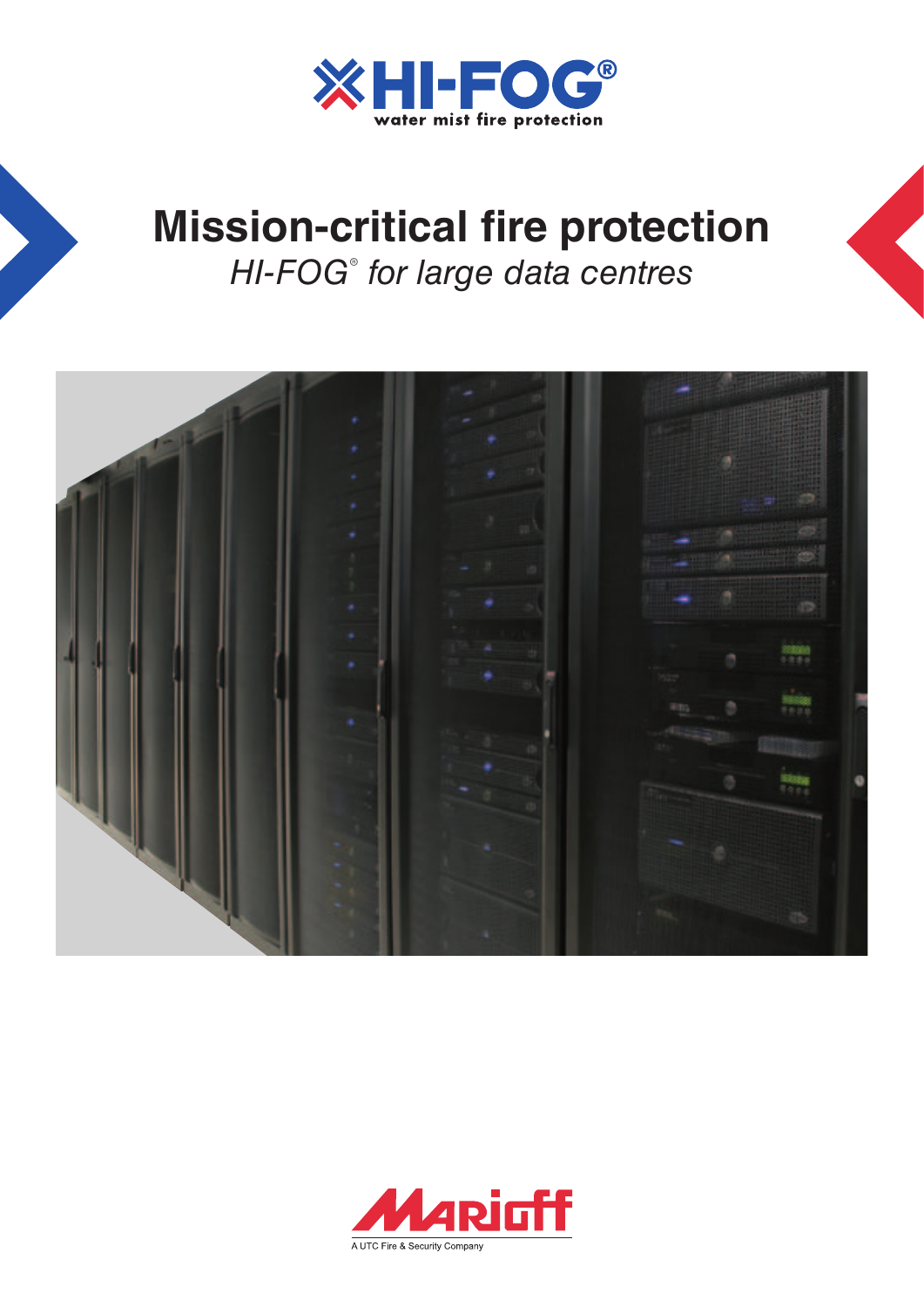HI-FOG®
water mist fire protection

# Mission-critical fire protection

*HI-FOG® for large data centres*

Marioff

A UTC Fire & Security Company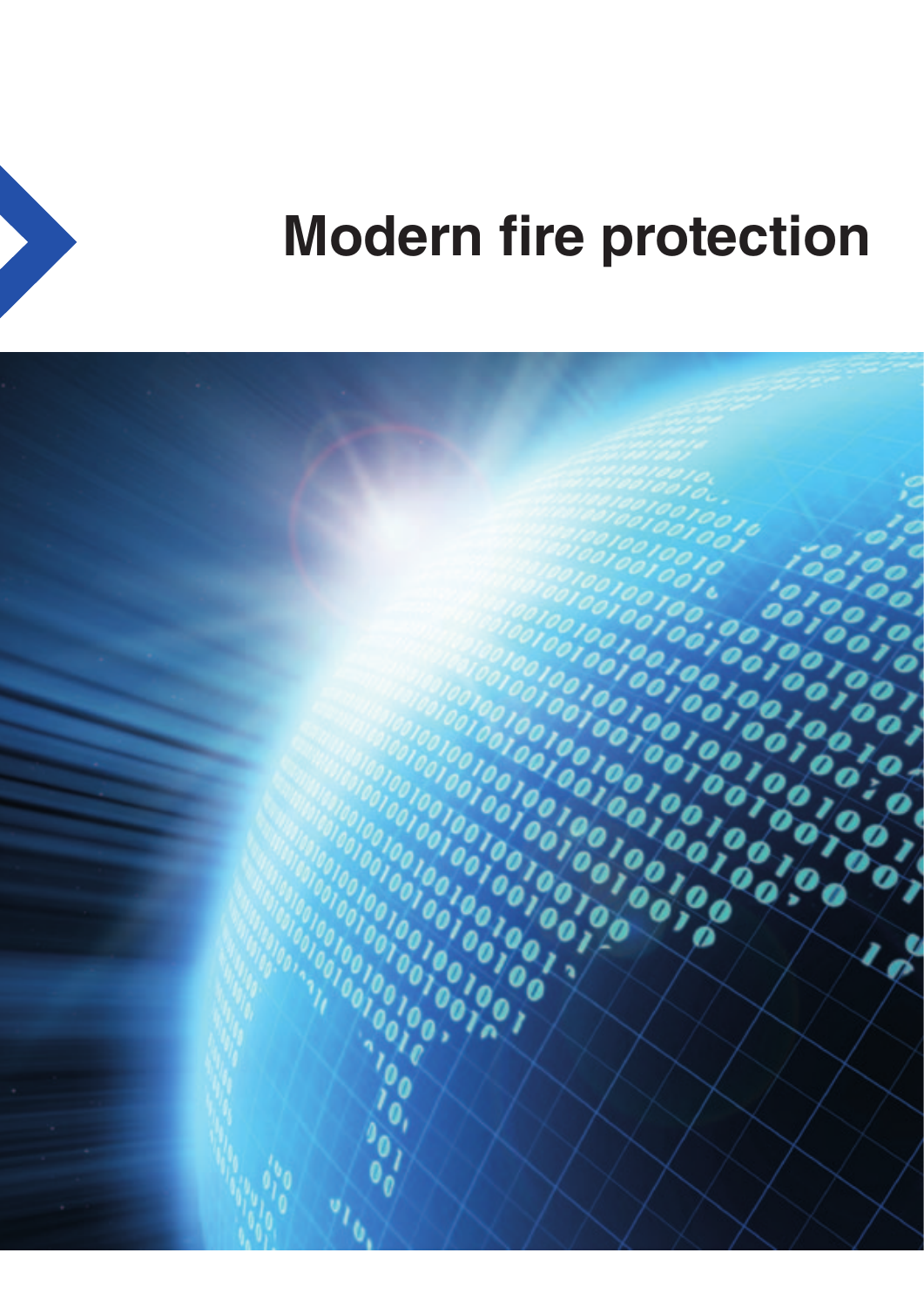# Modern fire protection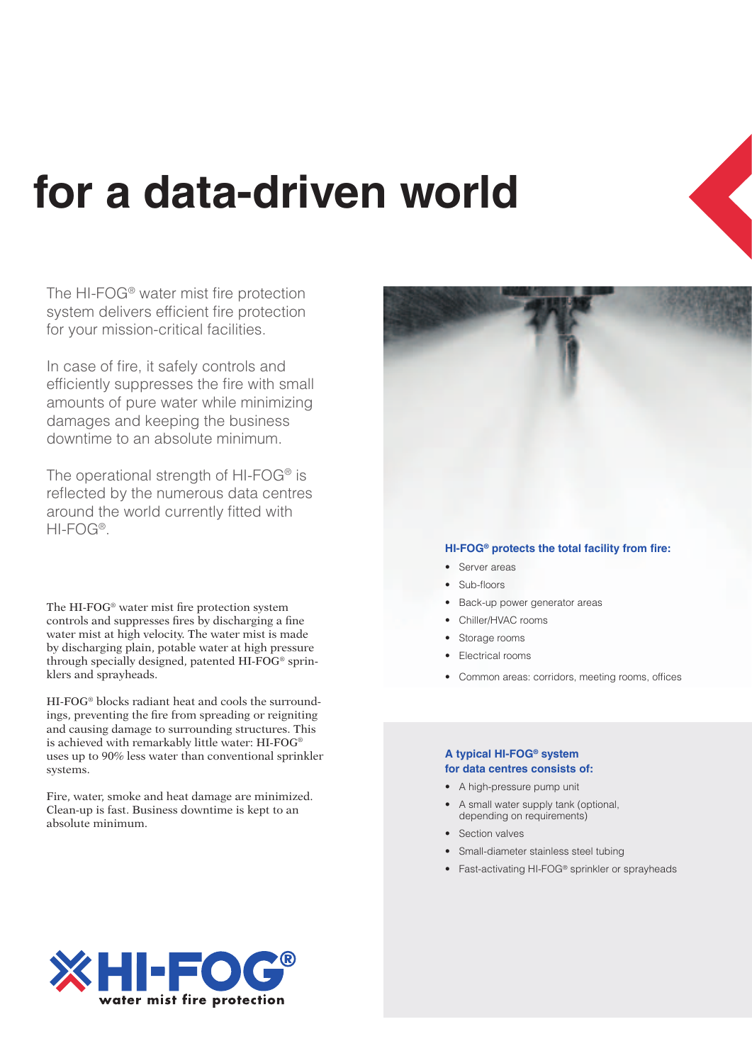# for a data-driven world

The HI-FOG® water mist fire protection system delivers efficient fire protection for your mission-critical facilities.

In case of fire, it safely controls and efficiently suppresses the fire with small amounts of pure water while minimizing damages and keeping the business downtime to an absolute minimum.

The operational strength of HI-FOG® is reflected by the numerous data centres around the world currently fitted with HI-FOG®.

The HI-FOG® water mist fire protection system controls and suppresses fires by discharging a fine water mist at high velocity. The water mist is made by discharging plain, potable water at high pressure through specially designed, patented HI-FOG® sprinklers and sprayheads.

HI-FOG® blocks radiant heat and cools the surroundings, preventing the fire from spreading or reigniting and causing damage to surrounding structures. This is achieved with remarkably little water: HI-FOG® uses up to 90% less water than conventional sprinkler systems.

Fire, water, smoke and heat damage are minimized. Clean-up is fast. Business downtime is kept to an absolute minimum.

**HI-FOG® protects the total facility from fire:**

- Server areas
- Sub-floors
- Back-up power generator areas
- Chiller/HVAC rooms
- Storage rooms
- Electrical rooms
- Common areas: corridors, meeting rooms, offices

**A typical HI-FOG® system for data centres consists of:**

- A high-pressure pump unit
- A small water supply tank (optional, depending on requirements)
- Section valves
- Small-diameter stainless steel tubing
- Fast-activating HI-FOG® sprinkler or sprayheads

HI-FOG® water mist fire protection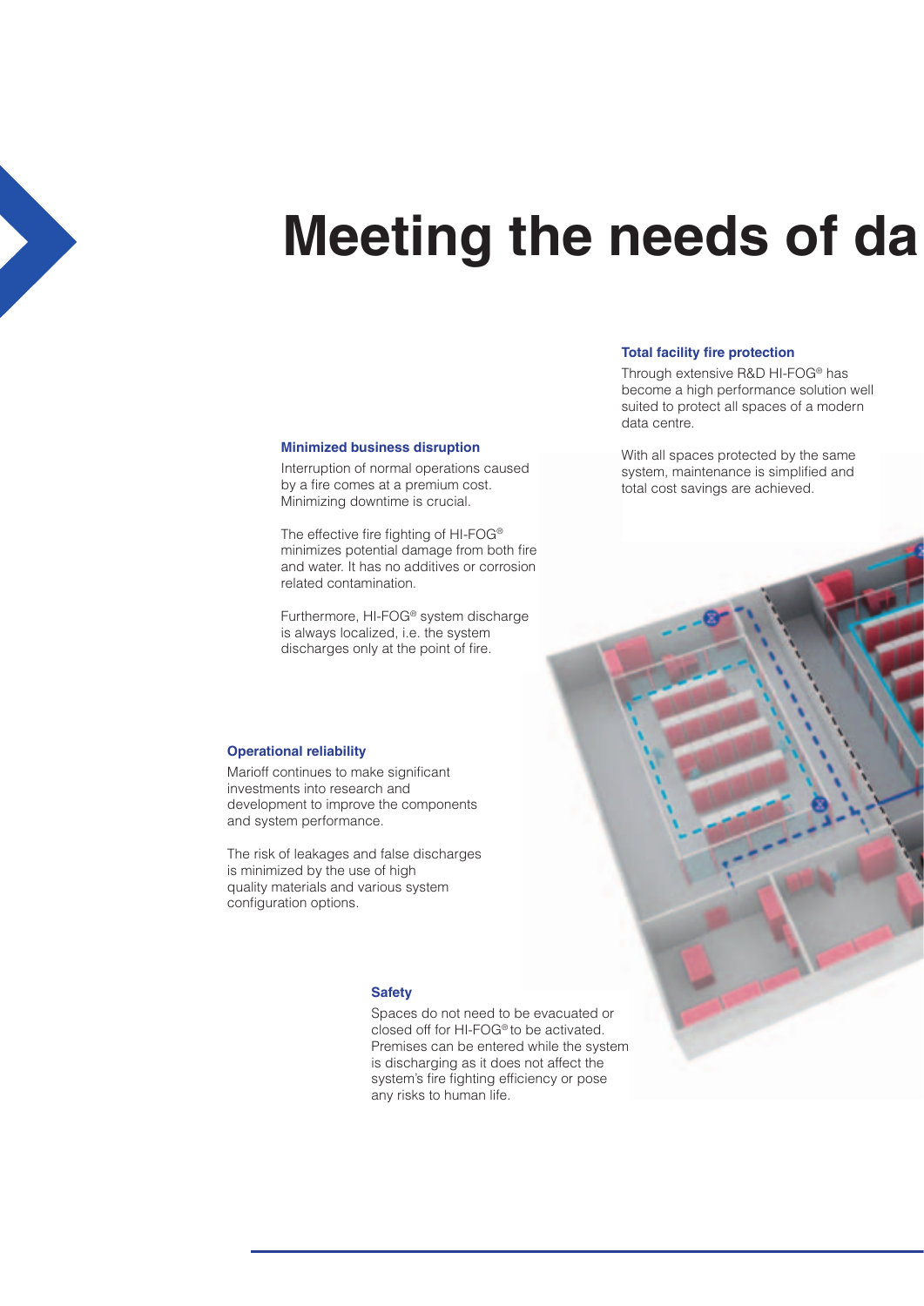# Meeting the needs of da

### Total facility fire protection

Through extensive R&D HI-FOG® has become a high performance solution well suited to protect all spaces of a modern data centre.

With all spaces protected by the same system, maintenance is simplified and total cost savings are achieved.

### Minimized business disruption

Interruption of normal operations caused by a fire comes at a premium cost. Minimizing downtime is crucial.

The effective fire fighting of HI-FOG® minimizes potential damage from both fire and water. It has no additives or corrosion related contamination.

Furthermore, HI-FOG® system discharge is always localized, i.e. the system discharges only at the point of fire.

### Operational reliability

Marioff continues to make significant investments into research and development to improve the components and system performance.

The risk of leakages and false discharges is minimized by the use of high quality materials and various system configuration options.

### Safety

Spaces do not need to be evacuated or closed off for HI-FOG® to be activated. Premises can be entered while the system is discharging as it does not affect the system's fire fighting efficiency or pose any risks to human life.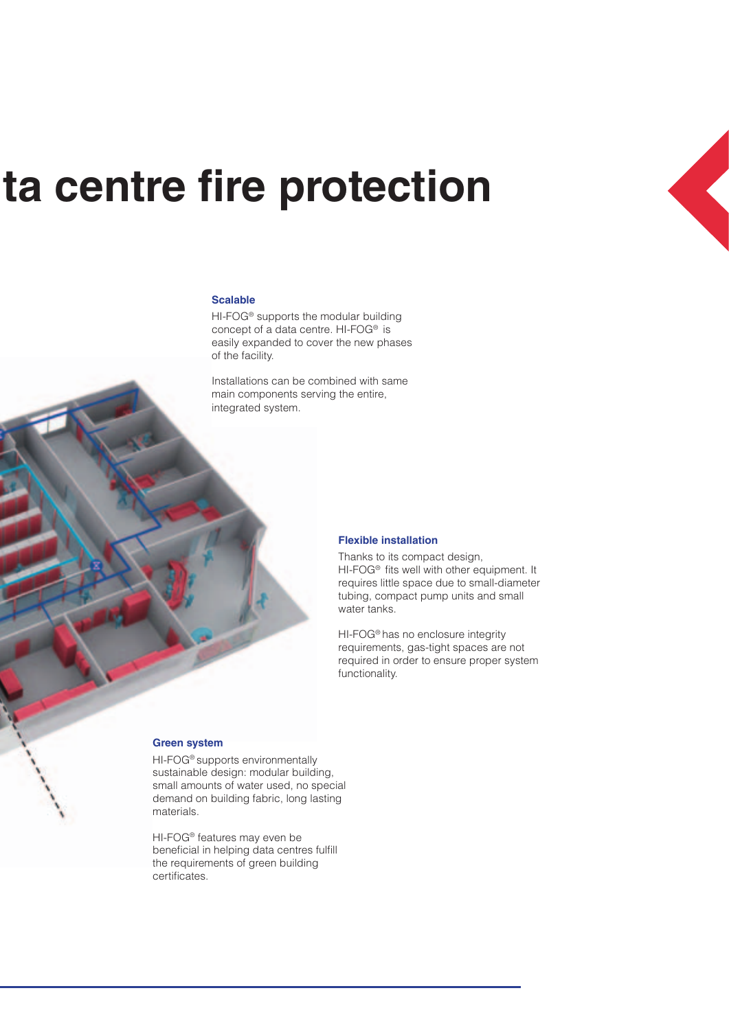# ta centre fire protection

### Scalable

HI-FOG® supports the modular building concept of a data centre. HI-FOG® is easily expanded to cover the new phases of the facility.

Installations can be combined with same main components serving the entire, integrated system.

### Flexible installation

Thanks to its compact design, HI-FOG® fits well with other equipment. It requires little space due to small-diameter tubing, compact pump units and small water tanks.

HI-FOG® has no enclosure integrity requirements, gas-tight spaces are not required in order to ensure proper system functionality.

### Green system

HI-FOG® supports environmentally sustainable design: modular building, small amounts of water used, no special demand on building fabric, long lasting materials.

HI-FOG® features may even be beneficial in helping data centres fulfill the requirements of green building certificates.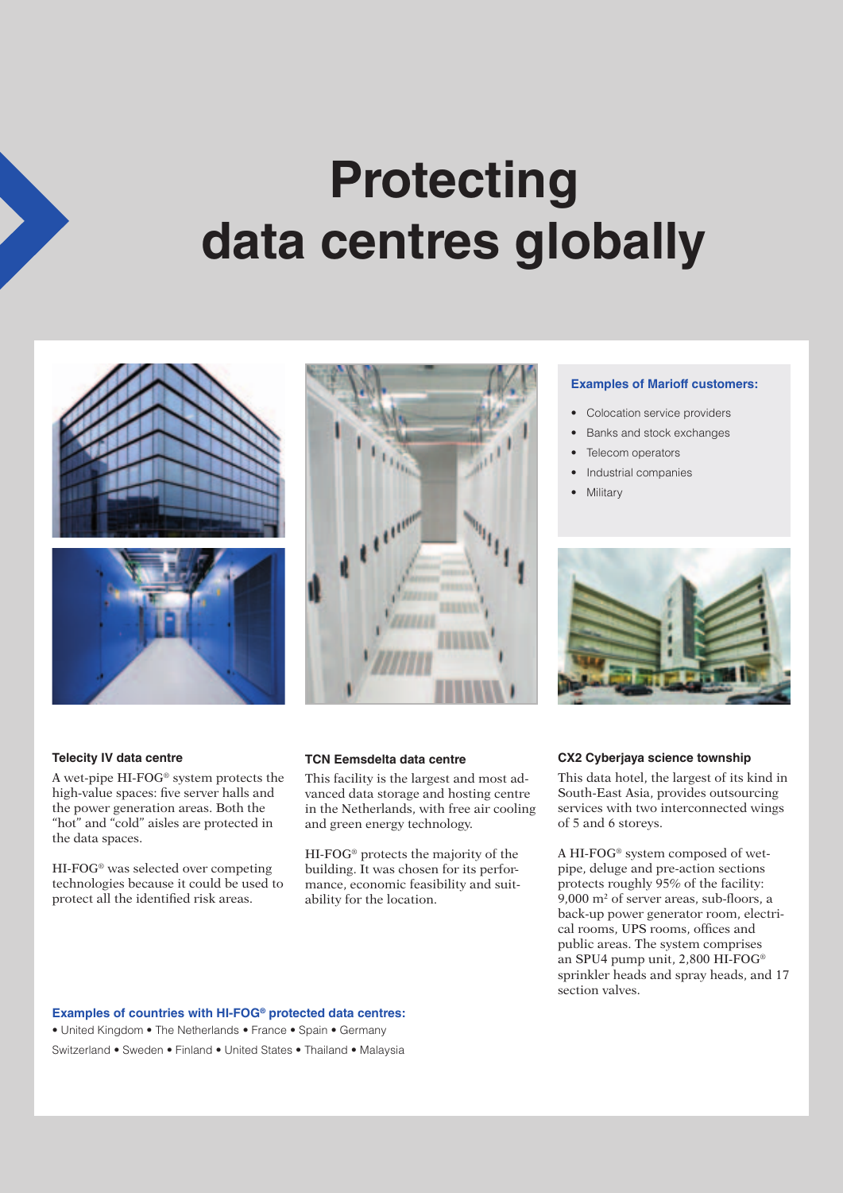# Protecting data centres globally

### Examples of Marioff customers:

- Colocation service providers
- Banks and stock exchanges
- Telecom operators
- Industrial companies
- Military

### Telecity IV data centre

A wet-pipe HI-FOG® system protects the high-value spaces: five server halls and the power generation areas. Both the "hot" and "cold" aisles are protected in the data spaces.

HI-FOG® was selected over competing technologies because it could be used to protect all the identified risk areas.

### TCN Eemsdelta data centre

This facility is the largest and most advanced data storage and hosting centre in the Netherlands, with free air cooling and green energy technology.

HI-FOG® protects the majority of the building. It was chosen for its performance, economic feasibility and suitability for the location.

### CX2 Cyberjaya science township

This data hotel, the largest of its kind in South-East Asia, provides outsourcing services with two interconnected wings of 5 and 6 storeys.

A HI-FOG® system composed of wet-pipe, deluge and pre-action sections protects roughly 95% of the facility: 9,000 m² of server areas, sub-floors, a back-up power generator room, electrical rooms, UPS rooms, offices and public areas. The system comprises an SPU4 pump unit, 2,800 HI-FOG® sprinkler heads and spray heads, and 17 section valves.

### Examples of countries with HI-FOG® protected data centres:

• United Kingdom • The Netherlands • France • Spain • Germany
Switzerland • Sweden • Finland • United States • Thailand • Malaysia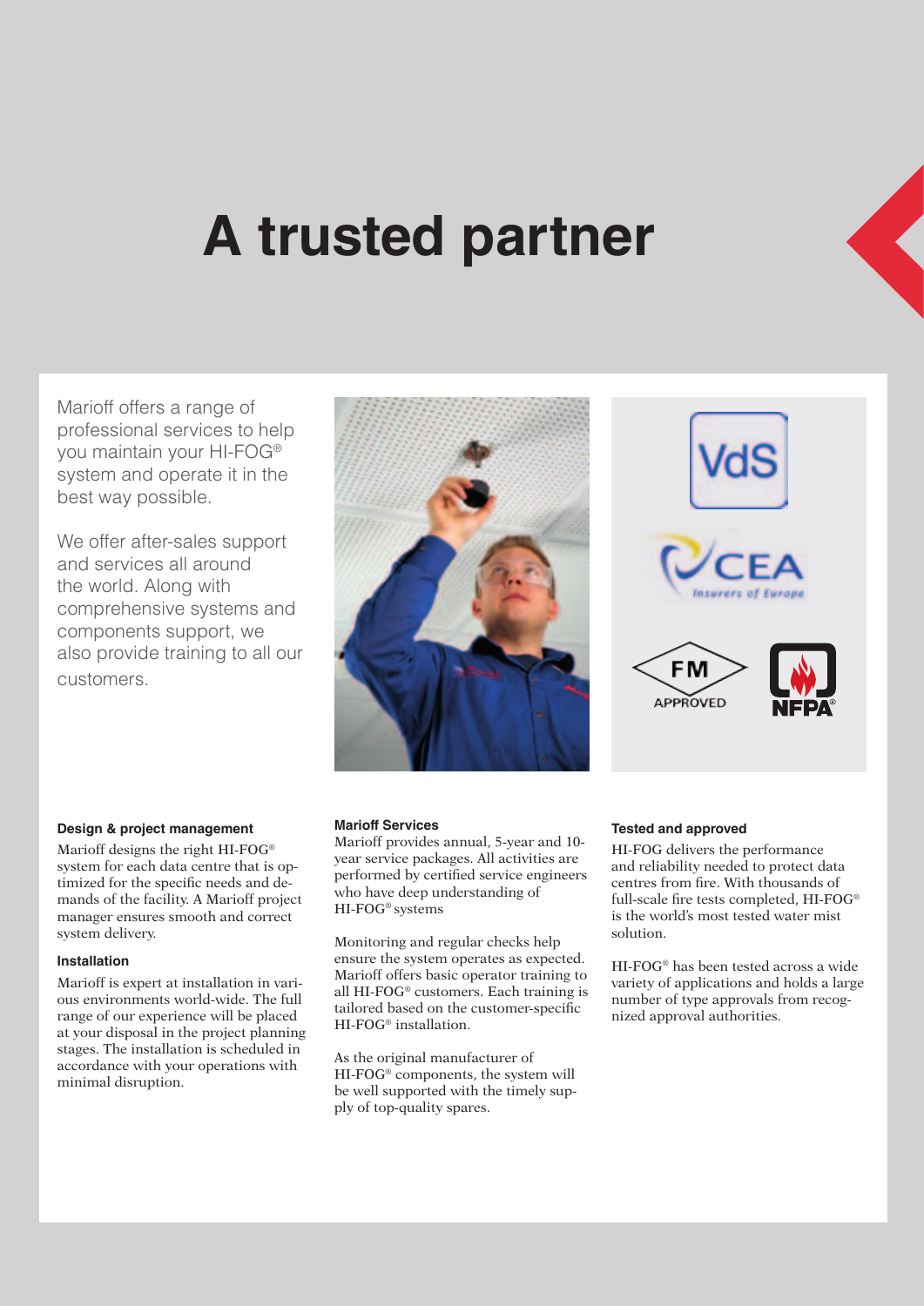# A trusted partner

Marioff offers a range of professional services to help you maintain your HI-FOG® system and operate it in the best way possible.

We offer after-sales support and services all around the world. Along with comprehensive systems and components support, we also provide training to all our customers.

#### Design & project management

Marioff designs the right HI-FOG® system for each data centre that is optimized for the specific needs and demands of the facility. A Marioff project manager ensures smooth and correct system delivery.

#### Installation

Marioff is expert at installation in various environments world-wide. The full range of our experience will be placed at your disposal in the project planning stages. The installation is scheduled in accordance with your operations with minimal disruption.

#### Marioff Services

Marioff provides annual, 5-year and 10-year service packages. All activities are performed by certified service engineers who have deep understanding of HI-FOG® systems

Monitoring and regular checks help ensure the system operates as expected. Marioff offers basic operator training to all HI-FOG® customers. Each training is tailored based on the customer-specific HI-FOG® installation.

As the original manufacturer of HI-FOG® components, the system will be well supported with the timely supply of top-quality spares.

#### Tested and approved

HI-FOG delivers the performance and reliability needed to protect data centres from fire. With thousands of full-scale fire tests completed, HI-FOG® is the world's most tested water mist solution.

HI-FOG® has been tested across a wide variety of applications and holds a large number of type approvals from recognized approval authorities.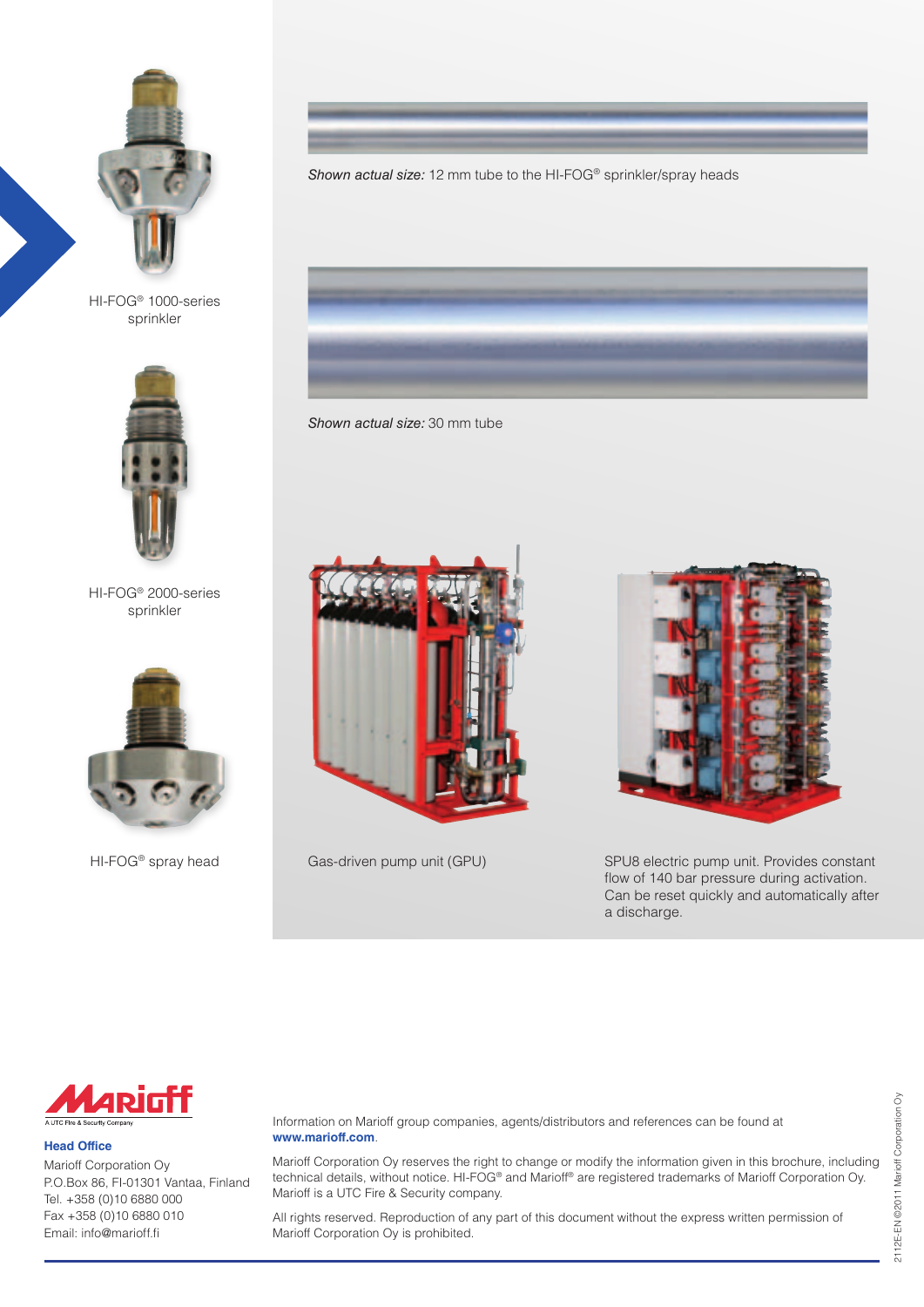HI-FOG® 1000-series sprinkler

HI-FOG® 2000-series sprinkler

HI-FOG® spray head

*Shown actual size:* 12 mm tube to the HI-FOG® sprinkler/spray heads

*Shown actual size:* 30 mm tube

Gas-driven pump unit (GPU)

SPU8 electric pump unit. Provides constant flow of 140 bar pressure during activation. Can be reset quickly and automatically after a discharge.

Marioff

A UTC Fire & Security Company

**Head Office**

Marioff Corporation Oy
P.O.Box 86, FI-01301 Vantaa, Finland
Tel. +358 (0)10 6880 000
Fax +358 (0)10 6880 010
Email: info@marioff.fi

Information on Marioff group companies, agents/distributors and references can be found at **www.marioff.com**.

Marioff Corporation Oy reserves the right to change or modify the information given in this brochure, including technical details, without notice. HI-FOG® and Marioff® are registered trademarks of Marioff Corporation Oy. Marioff is a UTC Fire & Security company.

All rights reserved. Reproduction of any part of this document without the express written permission of Marioff Corporation Oy is prohibited.

2112E-EN ©2011 Marioff Corporation Oy